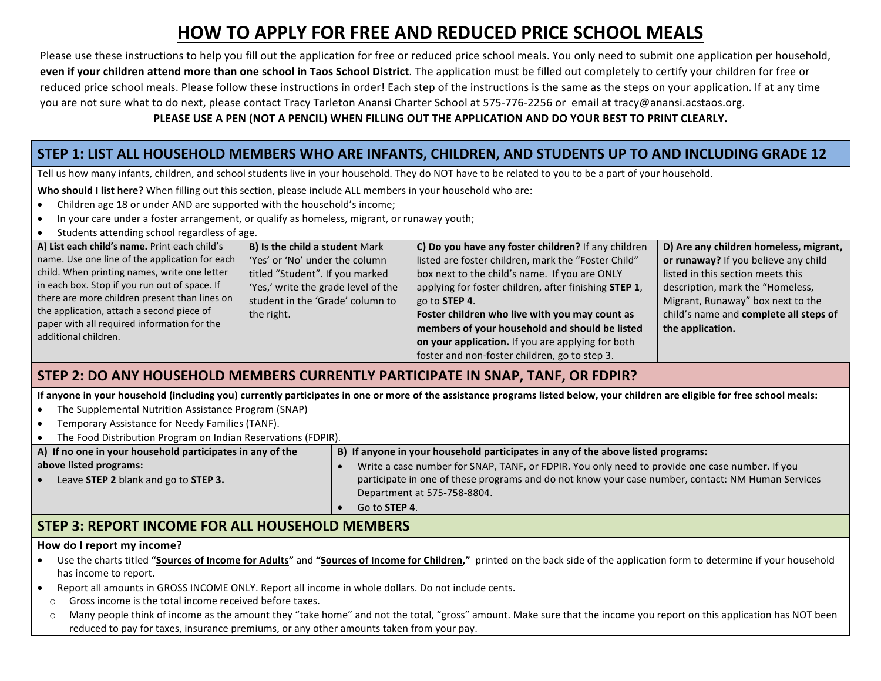# HOW TO APPLY FOR FREE AND REDUCED PRICE SCHOOL MEALS

Please use these instructions to help you fill out the application for free or reduced price school meals. You only need to submit one application per household, **even if your children attend more than one school in Taos School District**. The application must be filled out completely to certify your children for free or reduced price school meals. Please follow these instructions in order! Each step of the instructions is the same as the steps on your application. If at any time you are not sure what to do next, please contact Tracy Tarleton Anansi Charter School at 575-776-2256 or email at tracy@anansi.acstaos.org.

**PLEASE USE A PEN (NOT A PENCIL) WHEN FILLING OUT THE APPLICATION AND DO YOUR BEST TO PRINT CLEARLY.**

## STEP 1: LIST ALL HOUSEHOLD MEMBERS WHO ARE INFANTS, CHILDREN, AND STUDENTS UP TO AND INCLUDING GRADE 12

Tell us how many infants, children, and school students live in your household. They do NOT have to be related to you to be a part of your household.

**Who should I list here?** When filling out this section, please include ALL members in your household who are:

- Children age 18 or under AND are supported with the household's income;
- In your care under a foster arrangement, or qualify as homeless, migrant, or runaway youth;
- Students attending school regardless of age.

| A) List each child's name. | B) Is the child a student | C) Do you have any foster children? | D) Are any children homeless, migrant, or runaway? |
|---|---|---|---|
| Print each child's name. Use one line of the application for each child. When printing names, write one letter in each box. Stop if you run out of space. If there are more children present than lines on the application, attach a second piece of paper with all required information for the additional children. | Mark 'Yes' or 'No' under the column titled "Student". If you marked 'Yes,' write the grade level of the student in the 'Grade' column to the right. | If any children listed are foster children, mark the "Foster Child" box next to the child's name. If you are ONLY applying for foster children, after finishing **STEP 1**, go to **STEP 4**. **Foster children who live with you may count as members of your household and should be listed on your application.** If you are applying for both foster and non-foster children, go to step 3. | If you believe any child listed in this section meets this description, mark the "Homeless, Migrant, Runaway" box next to the child's name and **complete all steps of the application.** |

## STEP 2: DO ANY HOUSEHOLD MEMBERS CURRENTLY PARTICIPATE IN SNAP, TANF, OR FDPIR?

**If anyone in your household (including you) currently participates in one or more of the assistance programs listed below, your children are eligible for free school meals:**

- The Supplemental Nutrition Assistance Program (SNAP)
- Temporary Assistance for Needy Families (TANF).
- The Food Distribution Program on Indian Reservations (FDPIR).

| A) If no one in your household participates in any of the above listed programs: | B) If anyone in your household participates in any of the above listed programs: |
|---|---|
| • Leave **STEP 2** blank and go to **STEP 3.** | • Write a case number for SNAP, TANF, or FDPIR. You only need to provide one case number. If you participate in one of these programs and do not know your case number, contact: NM Human Services Department at 575-758-8804.<br>• Go to **STEP 4**. |

## STEP 3: REPORT INCOME FOR ALL HOUSEHOLD MEMBERS

**How do I report my income?**

- Use the charts titled **"Sources of Income for Adults"** and **"Sources of Income for Children,"** printed on the back side of the application form to determine if your household has income to report.
- Report all amounts in GROSS INCOME ONLY. Report all income in whole dollars. Do not include cents.
  - Gross income is the total income received before taxes.
  - Many people think of income as the amount they "take home" and not the total, "gross" amount. Make sure that the income you report on this application has NOT been reduced to pay for taxes, insurance premiums, or any other amounts taken from your pay.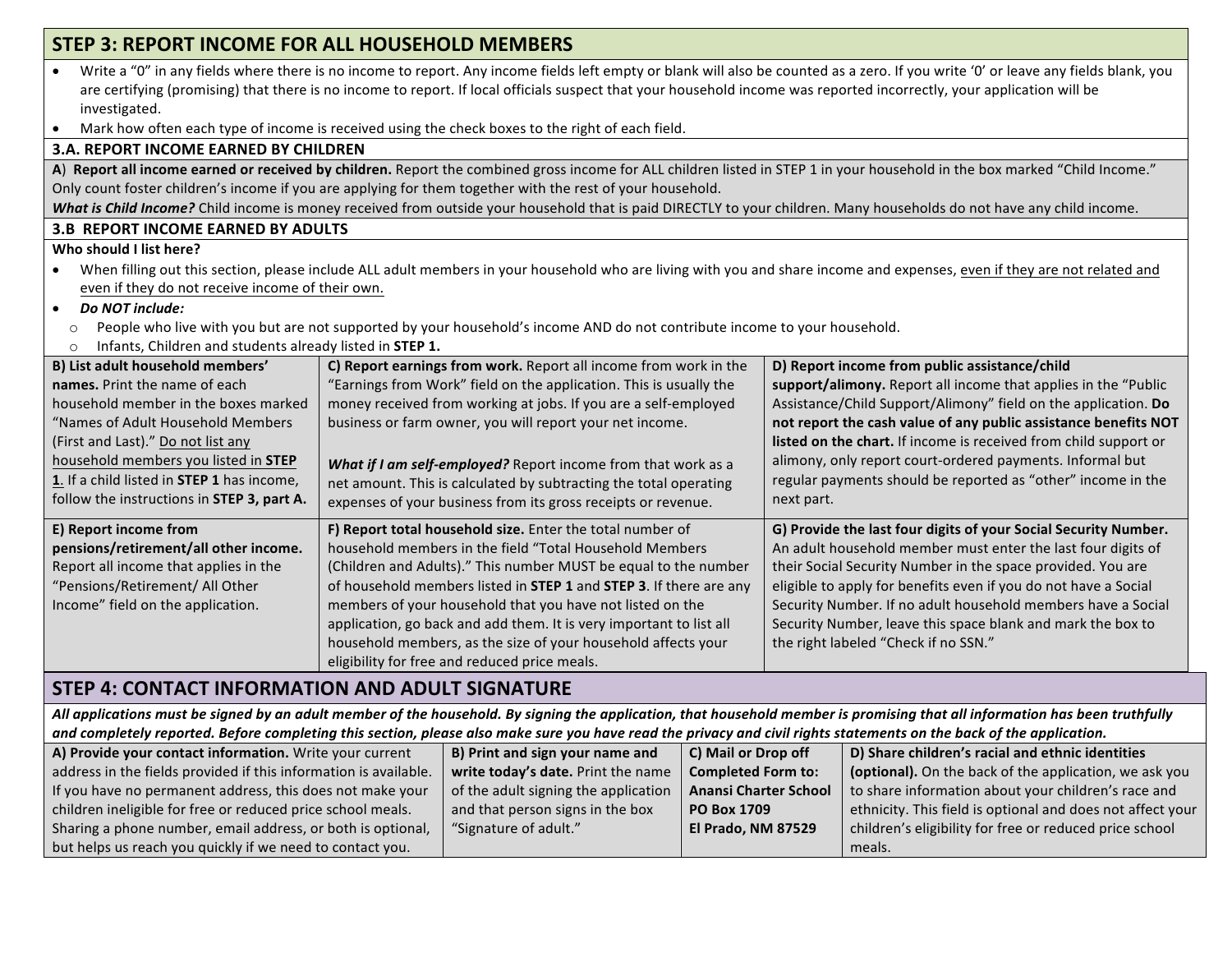## STEP 3: REPORT INCOME FOR ALL HOUSEHOLD MEMBERS

- Write a "0" in any fields where there is no income to report. Any income fields left empty or blank will also be counted as a zero. If you write '0' or leave any fields blank, you are certifying (promising) that there is no income to report. If local officials suspect that your household income was reported incorrectly, your application will be investigated.
- Mark how often each type of income is received using the check boxes to the right of each field.

### 3.A. REPORT INCOME EARNED BY CHILDREN

**A**) **Report all income earned or received by children.** Report the combined gross income for ALL children listed in STEP 1 in your household in the box marked "Child Income." Only count foster children's income if you are applying for them together with the rest of your household.

***What is Child Income?*** Child income is money received from outside your household that is paid DIRECTLY to your children. Many households do not have any child income.

### 3.B REPORT INCOME EARNED BY ADULTS

**Who should I list here?**

- When filling out this section, please include ALL adult members in your household who are living with you and share income and expenses, even if they are not related and even if they do not receive income of their own.
- ***Do NOT include:***
  - People who live with you but are not supported by your household's income AND do not contribute income to your household.
  - Infants, Children and students already listed in **STEP 1.**

| | | |
|---|---|---|
| **B) List adult household members' names.** Print the name of each household member in the boxes marked "Names of Adult Household Members (First and Last)." Do not list any household members you listed in **STEP 1**. If a child listed in **STEP 1** has income, follow the instructions in **STEP 3, part A.** | **C) Report earnings from work.** Report all income from work in the "Earnings from Work" field on the application. This is usually the money received from working at jobs. If you are a self-employed business or farm owner, you will report your net income.<br><br>***What if I am self-employed?*** Report income from that work as a net amount. This is calculated by subtracting the total operating expenses of your business from its gross receipts or revenue. | **D) Report income from public assistance/child support/alimony.** Report all income that applies in the "Public Assistance/Child Support/Alimony" field on the application. **Do not report the cash value of any public assistance benefits NOT listed on the chart.** If income is received from child support or alimony, only report court-ordered payments. Informal but regular payments should be reported as "other" income in the next part. |
| **E) Report income from pensions/retirement/all other income.** Report all income that applies in the "Pensions/Retirement/ All Other Income" field on the application. | **F) Report total household size.** Enter the total number of household members in the field "Total Household Members (Children and Adults)." This number MUST be equal to the number of household members listed in **STEP 1** and **STEP 3**. If there are any members of your household that you have not listed on the application, go back and add them. It is very important to list all household members, as the size of your household affects your eligibility for free and reduced price meals. | **G) Provide the last four digits of your Social Security Number.** An adult household member must enter the last four digits of their Social Security Number in the space provided. You are eligible to apply for benefits even if you do not have a Social Security Number. If no adult household members have a Social Security Number, leave this space blank and mark the box to the right labeled "Check if no SSN." |

## STEP 4: CONTACT INFORMATION AND ADULT SIGNATURE

***All applications must be signed by an adult member of the household. By signing the application, that household member is promising that all information has been truthfully and completely reported. Before completing this section, please also make sure you have read the privacy and civil rights statements on the back of the application.***

| | | | |
|---|---|---|---|
| **A) Provide your contact information.** Write your current address in the fields provided if this information is available. If you have no permanent address, this does not make your children ineligible for free or reduced price school meals. Sharing a phone number, email address, or both is optional, but helps us reach you quickly if we need to contact you. | **B) Print and sign your name and write today's date.** Print the name of the adult signing the application and that person signs in the box "Signature of adult." | **C) Mail or Drop off Completed Form to:**<br>**Anansi Charter School**<br>**PO Box 1709**<br>**El Prado, NM 87529** | **D) Share children's racial and ethnic identities (optional).** On the back of the application, we ask you to share information about your children's race and ethnicity. This field is optional and does not affect your children's eligibility for free or reduced price school meals. |